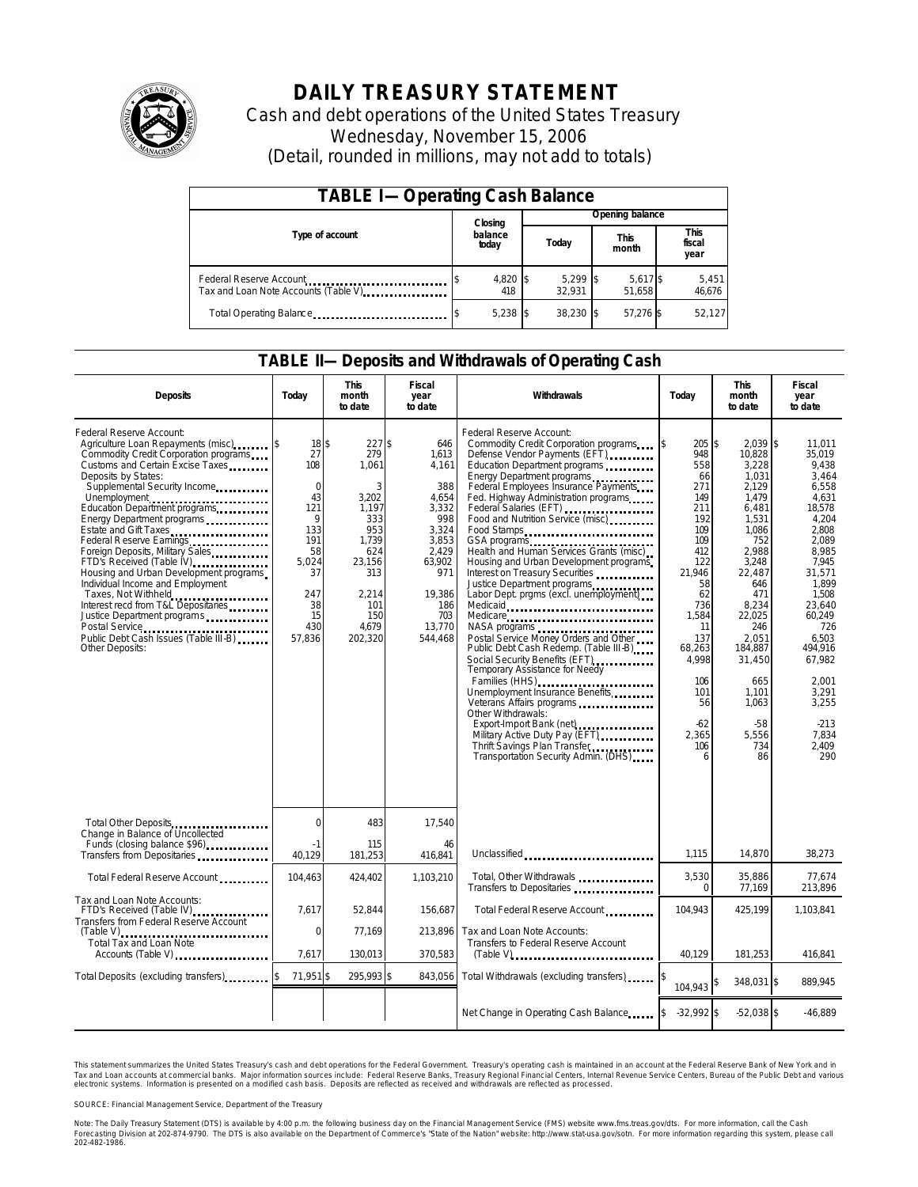# DAILY TREASURY STATEMENT

Cash and debt operations of the United States Treasury
Wednesday, November 15, 2006
(Detail, rounded in millions, may not add to totals)

## TABLE I—Operating Cash Balance

| Type of account | Closing balance today | Opening balance Today | Opening balance This month | Opening balance This fiscal year |
|---|---|---|---|---|
| Federal Reserve Account | $ 4,820 | $ 5,299 | $ 5,617 | $ 5,451 |
| Tax and Loan Note Accounts (Table V) | 418 | 32,931 | 51,658 | 46,676 |
| Total Operating Balance | $ 5,238 | $ 38,230 | $ 57,276 | $ 52,127 |

## TABLE II—Deposits and Withdrawals of Operating Cash

| Deposits | Today | This month to date | Fiscal year to date |
|---|---|---|---|
| Federal Reserve Account: | | | |
| Agriculture Loan Repayments (misc) | $ 18 | $ 227 | $ 646 |
| Commodity Credit Corporation programs | 27 | 279 | 1,613 |
| Customs and Certain Excise Taxes | 108 | 1,061 | 4,161 |
| Deposits by States: | | | |
| Supplemental Security Income | 0 | 3 | 388 |
| Unemployment | 43 | 3,202 | 4,654 |
| Education Department programs | 121 | 1,197 | 3,332 |
| Energy Department programs | 9 | 333 | 998 |
| Estate and Gift Taxes | 133 | 953 | 3,324 |
| Federal Reserve Earnings | 191 | 1,739 | 3,853 |
| Foreign Deposits, Military Sales | 58 | 624 | 2,429 |
| FTD's Received (Table IV) | 5,024 | 23,156 | 63,902 |
| Housing and Urban Development programs | 37 | 313 | 971 |
| Individual Income and Employment Taxes, Not Withheld | 247 | 2,214 | 19,386 |
| Interest recd from T&L Depositaries | 38 | 101 | 186 |
| Justice Department programs | 15 | 150 | 703 |
| Postal Service | 430 | 4,679 | 13,770 |
| Public Debt Cash Issues (Table III-B) | 57,836 | 202,320 | 544,468 |
| Other Deposits: | | | |
| Total Other Deposits | 0 | 483 | 17,540 |
| Change in Balance of Uncollected Funds (closing balance $96) | -1 | 115 | 46 |
| Transfers from Depositaries | 40,129 | 181,253 | 416,841 |
| Total Federal Reserve Account | 104,463 | 424,402 | 1,103,210 |
| Tax and Loan Note Accounts: | | | |
| FTD's Received (Table IV) | 7,617 | 52,844 | 156,687 |
| Transfers from Federal Reserve Account (Table V) | 0 | 77,169 | 213,896 |
| Total Tax and Loan Note Accounts (Table V) | 7,617 | 130,013 | 370,583 |
| Total Deposits (excluding transfers) | $ 71,951 | $ 295,993 | $ 843,056 |

| Withdrawals | Today | This month to date | Fiscal year to date |
|---|---|---|---|
| Federal Reserve Account: | | | |
| Commodity Credit Corporation programs | $ 205 | $ 2,039 | $ 11,011 |
| Defense Vendor Payments (EFT) | 948 | 10,828 | 35,019 |
| Education Department programs | 558 | 3,228 | 9,438 |
| Energy Department programs | 66 | 1,031 | 3,464 |
| Federal Employees Insurance Payments | 271 | 2,129 | 6,558 |
| Fed. Highway Administration programs | 149 | 1,479 | 4,631 |
| Federal Salaries (EFT) | 211 | 6,481 | 18,578 |
| Food and Nutrition Service (misc) | 192 | 1,531 | 4,204 |
| Food Stamps | 109 | 1,086 | 2,808 |
| GSA programs | 109 | 752 | 2,089 |
| Health and Human Services Grants (misc) | 412 | 2,988 | 8,985 |
| Housing and Urban Development programs | 122 | 3,248 | 7,945 |
| Interest on Treasury Securities | 21,946 | 22,487 | 31,571 |
| Justice Department programs | 58 | 646 | 1,899 |
| Labor Dept. prgms (excl. unemployment) | 62 | 471 | 1,508 |
| Medicaid | 736 | 8,234 | 23,640 |
| Medicare | 1,584 | 22,025 | 60,249 |
| NASA programs | 11 | 246 | 726 |
| Postal Service Money Orders and Other | 137 | 2,051 | 6,503 |
| Public Debt Cash Redemp. (Table III-B) | 68,263 | 184,887 | 494,916 |
| Social Security Benefits (EFT) | 4,998 | 31,450 | 67,982 |
| Temporary Assistance for Needy Families (HHS) | 106 | 665 | 2,001 |
| Unemployment Insurance Benefits | 101 | 1,101 | 3,291 |
| Veterans Affairs programs | 56 | 1,063 | 3,255 |
| Other Withdrawals: | | | |
| Export-Import Bank (net) | -62 | -58 | -213 |
| Military Active Duty Pay (EFT) | 2,365 | 5,556 | 7,834 |
| Thrift Savings Plan Transfer | 106 | 734 | 2,409 |
| Transportation Security Admin. (DHS) | 6 | 86 | 290 |
| Unclassified | 1,115 | 14,870 | 38,273 |
| Total, Other Withdrawals | 3,530 | 35,886 | 77,674 |
| Transfers to Depositaries | 0 | 77,169 | 213,896 |
| Total Federal Reserve Account | 104,943 | 425,199 | 1,103,841 |
| Tax and Loan Note Accounts: | | | |
| Transfers to Federal Reserve Account (Table V) | 40,129 | 181,253 | 416,841 |
| Total Withdrawals (excluding transfers) | $ 104,943 | $ 348,031 | $ 889,945 |
| Net Change in Operating Cash Balance | $ -32,992 | $ -52,038 | $ -46,889 |

This statement summarizes the United States Treasury's cash and debt operations for the Federal Government. Treasury's operating cash is maintained in an account at the Federal Reserve Bank of New York and in Tax and Loan accounts at commercial banks. Major information sources include: Federal Reserve Banks, Treasury Regional Financial Centers, Internal Revenue Service Centers, Bureau of the Public Debt and various electronic systems. Information is presented on a modified cash basis. Deposits are reflected as received and withdrawals are reflected as processed.

SOURCE: Financial Management Service, Department of the Treasury

Note: The Daily Treasury Statement (DTS) is available by 4:00 p.m. the following business day on the Financial Management Service (FMS) website www.fms.treas.gov/dts. For more information, call the Cash Forecasting Division at 202-874-9790. The DTS is also available on the Department of Commerce's "State of the Nation" website: http://www.stat-usa.gov/sotn. For more information regarding this system, please call 202-482-1986.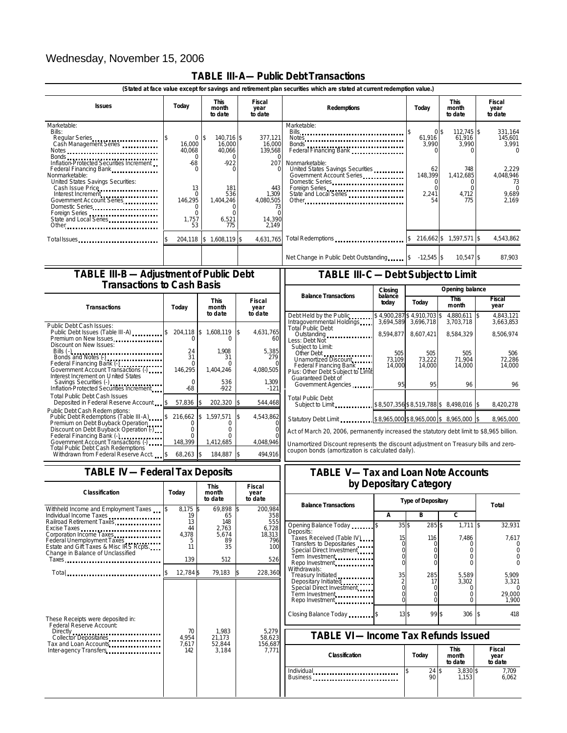Wednesday, November 15, 2006

## TABLE III-A — Public Debt Transactions

(Stated at face value except for savings and retirement plan securities which are stated at current redemption value.)

| Issues | Today | This month to date | Fiscal year to date | Redemptions | Today | This month to date | Fiscal year to date |
|---|---|---|---|---|---|---|---|
| Marketable: | | | | Marketable: | | | |
| Bills: | | | | Bills | $ 0 | $ 112,745 | $ 331,164 |
| Regular Series | $ 0 | $ 140,716 | $ 377,121 | Notes | 61,916 | 61,916 | 145,601 |
| Cash Management Series | 16,000 | 16,000 | 16,000 | Bonds | 3,990 | 3,990 | 3,991 |
| Notes | 40,068 | 40,066 | 139,568 | Federal Financing Bank | 0 | 0 | 0 |
| Bonds | 0 | 0 | 0 | | | | |
| Inflation-Protected Securities Increment | -68 | -922 | 207 | Nonmarketable: | | | |
| Federal Financing Bank | 0 | 0 | 0 | United States Savings Securities | 62 | 748 | 2,229 |
| Nonmarketable: | | | | Government Account Series | 148,399 | 1,412,685 | 4,048,946 |
| United States Savings Securities: | | | | Domestic Series | 0 | 0 | 73 |
| Cash Issue Price | 13 | 181 | 443 | Foreign Series | 0 | 0 | 0 |
| Interest Increment | 0 | 536 | 1,309 | State and Local Series | 2,241 | 4,712 | 9,689 |
| Government Account Series | 146,295 | 1,404,246 | 4,080,505 | Other | 54 | 775 | 2,169 |
| Domestic Series | 0 | 0 | 73 | | | | |
| Foreign Series | 0 | 0 | 0 | | | | |
| State and Local Series | 1,757 | 6,521 | 14,390 | | | | |
| Other | 53 | 775 | 2,149 | | | | |
| Total Issues | $ 204,118 | $ 1,608,119 | $ 4,631,765 | Total Redemptions | $ 216,662 | $ 1,597,571 | $ 4,543,862 |
| | | | | Net Change in Public Debt Outstanding | $ -12,545 | $ 10,547 | $ 87,903 |

## TABLE III-B — Adjustment of Public Debt Transactions to Cash Basis

| Transactions | Today | This month to date | Fiscal year to date |
|---|---|---|---|
| Public Debt Cash Issues: | | | |
| Public Debt Issues (Table III-A) | $ 204,118 | $ 1,608,119 | $ 4,631,765 |
| Premium on New Issues | 0 | 0 | 60 |
| Discount on New Issues: | | | |
| Bills (-) | 24 | 1,908 | 5,385 |
| Bonds and Notes (-) | 31 | 31 | 279 |
| Federal Financing Bank (-) | 0 | 0 | 0 |
| Government Account Transactions (-) | 146,295 | 1,404,246 | 4,080,505 |
| Interest Increment on United States Savings Securities (-) | 0 | 536 | 1,309 |
| Inflation-Protected Securities Increment | -68 | -922 | -121 |
| Total Public Debt Cash Issues Deposited in Federal Reserve Account | $ 57,836 | $ 202,320 | $ 544,468 |
| Public Debt Cash Redemptions: | | | |
| Public Debt Redemptions (Table III-A) | $ 216,662 | $ 1,597,571 | $ 4,543,862 |
| Premium on Debt Buyback Operation | 0 | 0 | 0 |
| Discount on Debt Buyback Operation (-) | 0 | 0 | 0 |
| Federal Financing Bank (-) | 0 | 0 | 0 |
| Government Account Transactions (-) | 148,399 | 1,412,685 | 4,048,946 |
| Total Public Debt Cash Redemptions Withdrawn from Federal Reserve Acct. | $ 68,263 | $ 184,887 | $ 494,916 |

## TABLE III-C — Debt Subject to Limit

| Balance Transactions | Closing balance today | Opening balance Today | Opening balance This month | Opening balance Fiscal year |
|---|---|---|---|---|
| Debt Held by the Public | $ 4,900,287 | $ 4,910,703 | $ 4,880,611 | $ 4,843,121 |
| Intragovernmental Holdings | 3,694,589 | 3,696,718 | 3,703,718 | 3,663,853 |
| Total Public Debt Outstanding | 8,594,877 | 8,607,421 | 8,584,329 | 8,506,974 |
| Less: Debt Not Subject to Limit: | | | | |
| Other Debt | 505 | 505 | 505 | 506 |
| Unamortized Discount | 73,109 | 73,222 | 71,904 | 72,286 |
| Federal Financing Bank | 14,000 | 14,000 | 14,000 | 14,000 |
| Plus: Other Debt Subject to Limit | | | | |
| Guaranteed Debt of Government Agencies | 95 | 95 | 96 | 96 |
| Total Public Debt Subject to Limit | $ 8,507,356 | $ 8,519,788 | $ 8,498,016 | $ 8,420,278 |
| Statutory Debt Limit | $ 8,965,000 | $ 8,965,000 | $ 8,965,000 | $ 8,965,000 |

Act of March 20, 2006, permanently increased the statutory debt limit to $8,965 billion.

Unamortized Discount represents the discount adjustment on Treasury bills and zero-coupon bonds (amortization is calculated daily).

## TABLE IV — Federal Tax Deposits

| Classification | Today | This month to date | Fiscal year to date |
|---|---|---|---|
| Withheld Income and Employment Taxes | $ 8,175 | $ 69,898 | $ 200,984 |
| Individual Income Taxes | 19 | 65 | 358 |
| Railroad Retirement Taxes | 13 | 148 | 555 |
| Excise Taxes | 44 | 2,763 | 6,728 |
| Corporation Income Taxes | 4,378 | 5,674 | 18,313 |
| Federal Unemployment Taxes | 5 | 89 | 796 |
| Estate and Gift Taxes & Misc IRS Rcpts. | 11 | 35 | 100 |
| Change in Balance of Unclassified Taxes | 139 | 512 | 526 |
| Total | $ 12,784 | $ 79,183 | $ 228,360 |
| These Receipts were deposited in: | | | |
| Federal Reserve Account: | | | |
| Directly | 70 | 1,983 | 5,279 |
| Collector Depositaries | 4,954 | 21,173 | 58,623 |
| Tax and Loan Accounts | 7,617 | 52,844 | 156,687 |
| Inter-agency Transfers | 142 | 3,184 | 7,771 |

## TABLE V — Tax and Loan Note Accounts by Depositary Category

| Balance Transactions | Type of Depositary A | Type of Depositary B | Type of Depositary C | Total |
|---|---|---|---|---|
| Opening Balance Today | $ 35 | $ 285 | $ 1,711 | $ 32,931 |
| Deposits: | | | | |
| Taxes Received (Table IV) | 15 | 116 | 7,486 | 7,617 |
| Transfers to Depositaries | 0 | 0 | 0 | 0 |
| Special Direct Investment | 0 | 0 | 0 | 0 |
| Term Investment | 0 | 0 | 0 | 0 |
| Repo Investment | 0 | 0 | 0 | 0 |
| Withdrawals: | | | | |
| Treasury Initiated | 35 | 285 | 5,589 | 5,909 |
| Depositary Initiated | 2 | 17 | 3,302 | 3,321 |
| Special Direct Investment | 0 | 0 | 0 | 0 |
| Term Investment | 0 | 0 | 0 | 29,000 |
| Repo Investment | 0 | 0 | 0 | 1,900 |
| Closing Balance Today | $ 13 | $ 99 | $ 306 | $ 418 |

## TABLE VI — Income Tax Refunds Issued

| Classification | Today | This month to date | Fiscal year to date |
|---|---|---|---|
| Individual | $ 24 | $ 3,830 | $ 7,709 |
| Business | 90 | 1,153 | 6,062 |